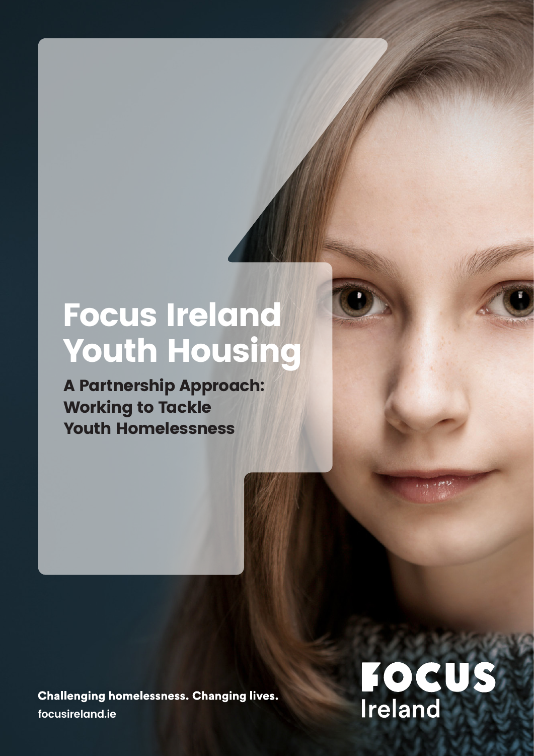# Focus Ireland Youth Housing

## A Partnership Approach: Working to Tackle Youth Homelessness

**Challenging homelessness. Changing lives.**

focusireland.ie

FOCUS Ireland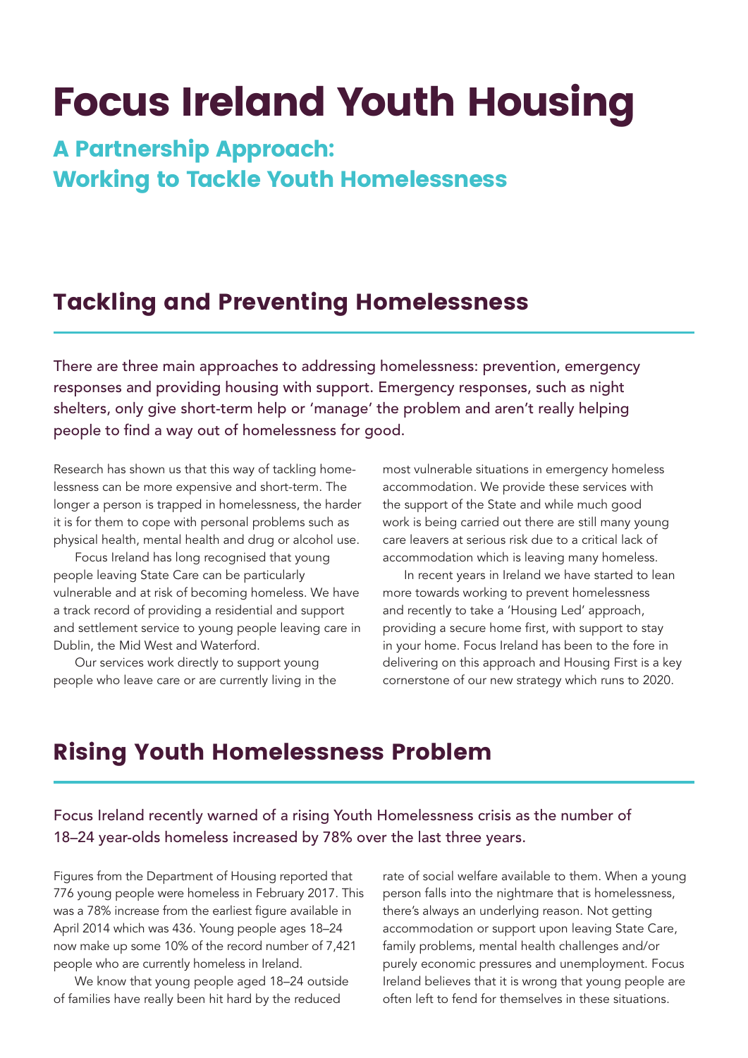# Focus Ireland Youth Housing

## A Partnership Approach: Working to Tackle Youth Homelessness

## Tackling and Preventing Homelessness

There are three main approaches to addressing homelessness: prevention, emergency responses and providing housing with support. Emergency responses, such as night shelters, only give short-term help or 'manage' the problem and aren't really helping people to find a way out of homelessness for good.

Research has shown us that this way of tackling homelessness can be more expensive and short-term. The longer a person is trapped in homelessness, the harder it is for them to cope with personal problems such as physical health, mental health and drug or alcohol use.

Focus Ireland has long recognised that young people leaving State Care can be particularly vulnerable and at risk of becoming homeless. We have a track record of providing a residential and support and settlement service to young people leaving care in Dublin, the Mid West and Waterford.

Our services work directly to support young people who leave care or are currently living in the most vulnerable situations in emergency homeless accommodation. We provide these services with the support of the State and while much good work is being carried out there are still many young care leavers at serious risk due to a critical lack of accommodation which is leaving many homeless.

In recent years in Ireland we have started to lean more towards working to prevent homelessness and recently to take a 'Housing Led' approach, providing a secure home first, with support to stay in your home. Focus Ireland has been to the fore in delivering on this approach and Housing First is a key cornerstone of our new strategy which runs to 2020.

## Rising Youth Homelessness Problem

Focus Ireland recently warned of a rising Youth Homelessness crisis as the number of 18–24 year-olds homeless increased by 78% over the last three years.

Figures from the Department of Housing reported that 776 young people were homeless in February 2017. This was a 78% increase from the earliest figure available in April 2014 which was 436. Young people ages 18–24 now make up some 10% of the record number of 7,421 people who are currently homeless in Ireland.

We know that young people aged 18–24 outside of families have really been hit hard by the reduced rate of social welfare available to them. When a young person falls into the nightmare that is homelessness, there's always an underlying reason. Not getting accommodation or support upon leaving State Care, family problems, mental health challenges and/or purely economic pressures and unemployment. Focus Ireland believes that it is wrong that young people are often left to fend for themselves in these situations.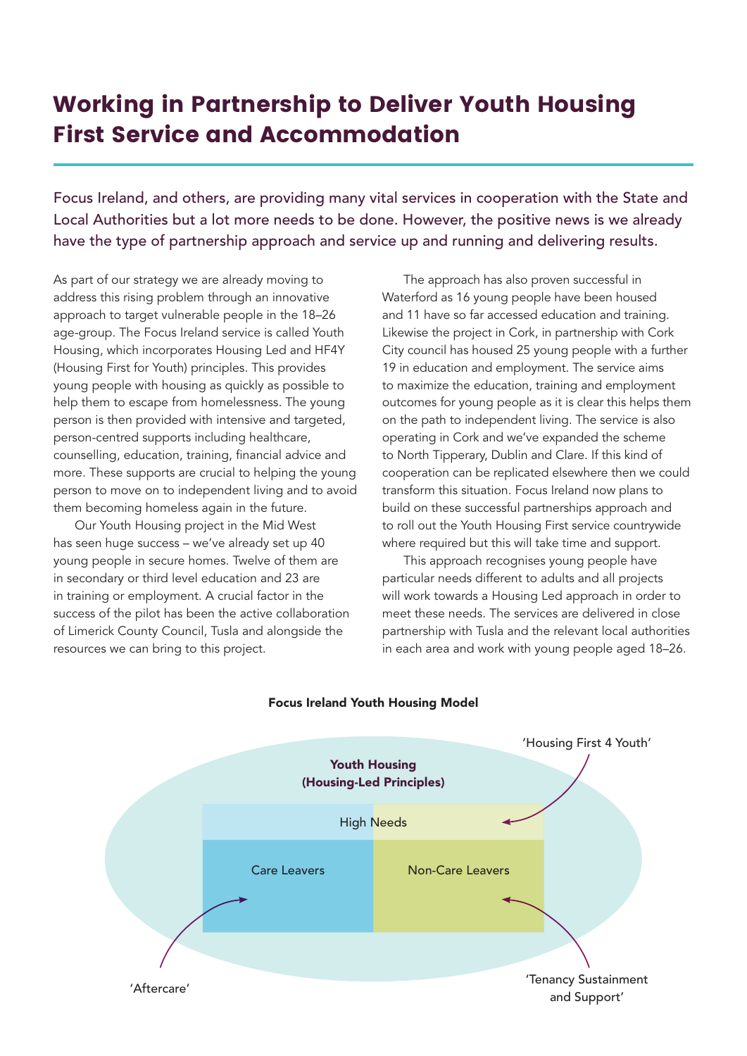# Working in Partnership to Deliver Youth Housing First Service and Accommodation

Focus Ireland, and others, are providing many vital services in cooperation with the State and Local Authorities but a lot more needs to be done. However, the positive news is we already have the type of partnership approach and service up and running and delivering results.

As part of our strategy we are already moving to address this rising problem through an innovative approach to target vulnerable people in the 18–26 age-group. The Focus Ireland service is called Youth Housing, which incorporates Housing Led and HF4Y (Housing First for Youth) principles. This provides young people with housing as quickly as possible to help them to escape from homelessness. The young person is then provided with intensive and targeted, person-centred supports including healthcare, counselling, education, training, financial advice and more. These supports are crucial to helping the young person to move on to independent living and to avoid them becoming homeless again in the future.

Our Youth Housing project in the Mid West has seen huge success – we've already set up 40 young people in secure homes. Twelve of them are in secondary or third level education and 23 are in training or employment. A crucial factor in the success of the pilot has been the active collaboration of Limerick County Council, Tusla and alongside the resources we can bring to this project.

The approach has also proven successful in Waterford as 16 young people have been housed and 11 have so far accessed education and training. Likewise the project in Cork, in partnership with Cork City council has housed 25 young people with a further 19 in education and employment. The service aims to maximize the education, training and employment outcomes for young people as it is clear this helps them on the path to independent living. The service is also operating in Cork and we've expanded the scheme to North Tipperary, Dublin and Clare. If this kind of cooperation can be replicated elsewhere then we could transform this situation. Focus Ireland now plans to build on these successful partnerships approach and to roll out the Youth Housing First service countrywide where required but this will take time and support.

This approach recognises young people have particular needs different to adults and all projects will work towards a Housing Led approach in order to meet these needs. The services are delivered in close partnership with Tusla and the relevant local authorities in each area and work with young people aged 18–26.

**Focus Ireland Youth Housing Model**

**Youth Housing (Housing-Led Principles)**

| High Needs | |
|---|---|
| Care Leavers | Non-Care Leavers |

- 'Housing First 4 Youth' → High Needs (Non-Care Leavers)
- 'Aftercare' → Care Leavers
- 'Tenancy Sustainment and Support' → Non-Care Leavers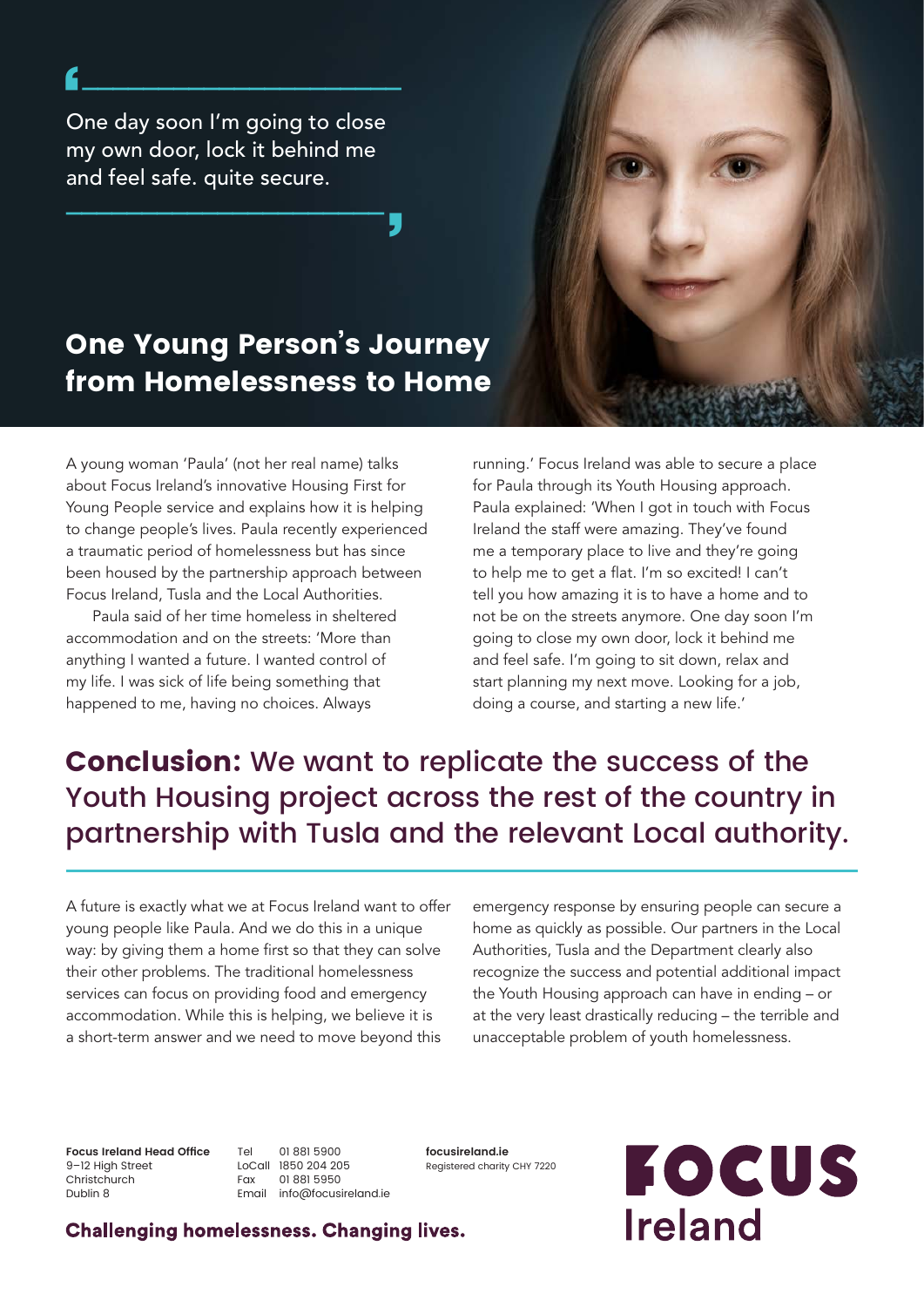> One day soon I'm going to close my own door, lock it behind me and feel safe. quite secure.

## One Young Person's Journey from Homelessness to Home

A young woman 'Paula' (not her real name) talks about Focus Ireland's innovative Housing First for Young People service and explains how it is helping to change people's lives. Paula recently experienced a traumatic period of homelessness but has since been housed by the partnership approach between Focus Ireland, Tusla and the Local Authorities.

Paula said of her time homeless in sheltered accommodation and on the streets: 'More than anything I wanted a future. I wanted control of my life. I was sick of life being something that happened to me, having no choices. Always running.' Focus Ireland was able to secure a place for Paula through its Youth Housing approach. Paula explained: 'When I got in touch with Focus Ireland the staff were amazing. They've found me a temporary place to live and they're going to help me to get a flat. I'm so excited! I can't tell you how amazing it is to have a home and to not be on the streets anymore. One day soon I'm going to close my own door, lock it behind me and feel safe. I'm going to sit down, relax and start planning my next move. Looking for a job, doing a course, and starting a new life.'

## **Conclusion:** We want to replicate the success of the Youth Housing project across the rest of the country in partnership with Tusla and the relevant Local authority.

A future is exactly what we at Focus Ireland want to offer young people like Paula. And we do this in a unique way: by giving them a home first so that they can solve their other problems. The traditional homelessness services can focus on providing food and emergency accommodation. While this is helping, we believe it is a short-term answer and we need to move beyond this emergency response by ensuring people can secure a home as quickly as possible. Our partners in the Local Authorities, Tusla and the Department clearly also recognize the success and potential additional impact the Youth Housing approach can have in ending – or at the very least drastically reducing – the terrible and unacceptable problem of youth homelessness.

**Focus Ireland Head Office**
9–12 High Street
Christchurch
Dublin 8

Tel 01 881 5900
LoCall 1850 204 205
Fax 01 881 5950
Email info@focusireland.ie

**focusireland.ie**
Registered charity CHY 7220

FOCUS Ireland

**Challenging homelessness. Changing lives.**